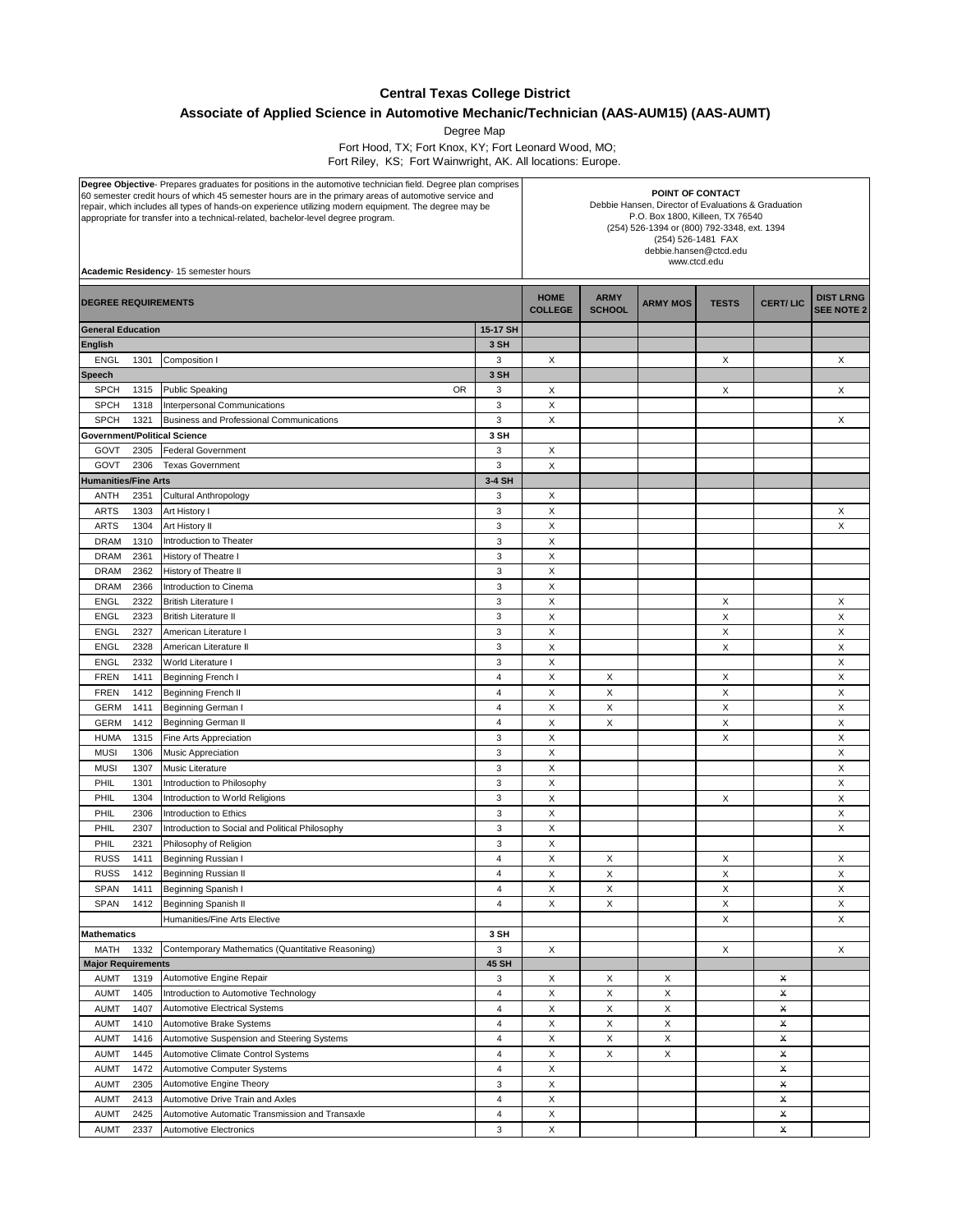# Central Texas College District

## Associate of Applied Science in Automotive Mechanic/Technician (AAS-AUM15) (AAS-AUMT)

Degree Map

Fort Hood, TX; Fort Knox, KY; Fort Leonard Wood, MO;
Fort Riley, KS; Fort Wainwright, AK. All locations: Europe.

**Degree Objective**- Prepares graduates for positions in the automotive technician field. Degree plan comprises 60 semester credit hours of which 45 semester hours are in the primary areas of automotive service and repair, which includes all types of hands-on experience utilizing modern equipment. The degree may be appropriate for transfer into a technical-related, bachelor-level degree program.

**Academic Residency**- 15 semester hours

**POINT OF CONTACT**
Debbie Hansen, Director of Evaluations & Graduation
P.O. Box 1800, Killeen, TX 76540
(254) 526-1394 or (800) 792-3348, ext. 1394
(254) 526-1481 FAX
debbie.hansen@ctcd.edu
www.ctcd.edu

| DEGREE REQUIREMENTS | | | | HOME COLLEGE | ARMY SCHOOL | ARMY MOS | TESTS | CERT/ LIC | DIST LRNG SEE NOTE 2 |
|---|---|---|---|---|---|---|---|---|---|
| **General Education** | | | **15-17 SH** | | | | | | |
| **English** | | | **3 SH** | | | | | | |
| ENGL | 1301 | Composition I | 3 | X | | | X | | X |
| **Speech** | | | **3 SH** | | | | | | |
| SPCH | 1315 | Public Speaking OR | 3 | X | | | X | | X |
| SPCH | 1318 | Interpersonal Communications | 3 | X | | | | | |
| SPCH | 1321 | Business and Professional Communications | 3 | X | | | | | X |
| **Government/Political Science** | | | **3 SH** | | | | | | |
| GOVT | 2305 | Federal Government | 3 | X | | | | | |
| GOVT | 2306 | Texas Government | 3 | X | | | | | |
| **Humanities/Fine Arts** | | | **3-4 SH** | | | | | | |
| ANTH | 2351 | Cultural Anthropology | 3 | X | | | | | |
| ARTS | 1303 | Art History I | 3 | X | | | | | X |
| ARTS | 1304 | Art History II | 3 | X | | | | | X |
| DRAM | 1310 | Introduction to Theater | 3 | X | | | | | |
| DRAM | 2361 | History of Theatre I | 3 | X | | | | | |
| DRAM | 2362 | History of Theatre II | 3 | X | | | | | |
| DRAM | 2366 | Introduction to Cinema | 3 | X | | | | | |
| ENGL | 2322 | British Literature I | 3 | X | | | X | | X |
| ENGL | 2323 | British Literature II | 3 | X | | | X | | X |
| ENGL | 2327 | American Literature I | 3 | X | | | X | | X |
| ENGL | 2328 | American Literature II | 3 | X | | | X | | X |
| ENGL | 2332 | World Literature I | 3 | X | | | | | X |
| FREN | 1411 | Beginning French I | 4 | X | X | | X | | X |
| FREN | 1412 | Beginning French II | 4 | X | X | | X | | X |
| GERM | 1411 | Beginning German I | 4 | X | X | | X | | X |
| GERM | 1412 | Beginning German II | 4 | X | X | | X | | X |
| HUMA | 1315 | Fine Arts Appreciation | 3 | X | | | X | | X |
| MUSI | 1306 | Music Appreciation | 3 | X | | | | | X |
| MUSI | 1307 | Music Literature | 3 | X | | | | | X |
| PHIL | 1301 | Introduction to Philosophy | 3 | X | | | | | X |
| PHIL | 1304 | Introduction to World Religions | 3 | X | | | X | | X |
| PHIL | 2306 | Introduction to Ethics | 3 | X | | | | | X |
| PHIL | 2307 | Introduction to Social and Political Philosophy | 3 | X | | | | | X |
| PHIL | 2321 | Philosophy of Religion | 3 | X | | | | | |
| RUSS | 1411 | Beginning Russian I | 4 | X | X | | X | | X |
| RUSS | 1412 | Beginning Russian II | 4 | X | X | | X | | X |
| SPAN | 1411 | Beginning Spanish I | 4 | X | X | | X | | X |
| SPAN | 1412 | Beginning Spanish II | 4 | X | X | | X | | X |
| | | Humanities/Fine Arts Elective | | | | | X | | X |
| **Mathematics** | | | **3 SH** | | | | | | |
| MATH | 1332 | Contemporary Mathematics (Quantitative Reasoning) | 3 | X | | | X | | X |
| **Major Requirements** | | | **45 SH** | | | | | | |
| AUMT | 1319 | Automotive Engine Repair | 3 | X | X | X | | X | |
| AUMT | 1405 | Introduction to Automotive Technology | 4 | X | X | X | | X | |
| AUMT | 1407 | Automotive Electrical Systems | 4 | X | X | X | | X | |
| AUMT | 1410 | Automotive Brake Systems | 4 | X | X | X | | X | |
| AUMT | 1416 | Automotive Suspension and Steering Systems | 4 | X | X | X | | X | |
| AUMT | 1445 | Automotive Climate Control Systems | 4 | X | X | X | | X | |
| AUMT | 1472 | Automotive Computer Systems | 4 | X | | | | X | |
| AUMT | 2305 | Automotive Engine Theory | 3 | X | | | | X | |
| AUMT | 2413 | Automotive Drive Train and Axles | 4 | X | | | | X | |
| AUMT | 2425 | Automotive Automatic Transmission and Transaxle | 4 | X | | | | X | |
| AUMT | 2337 | Automotive Electronics | 3 | X | | | | X | |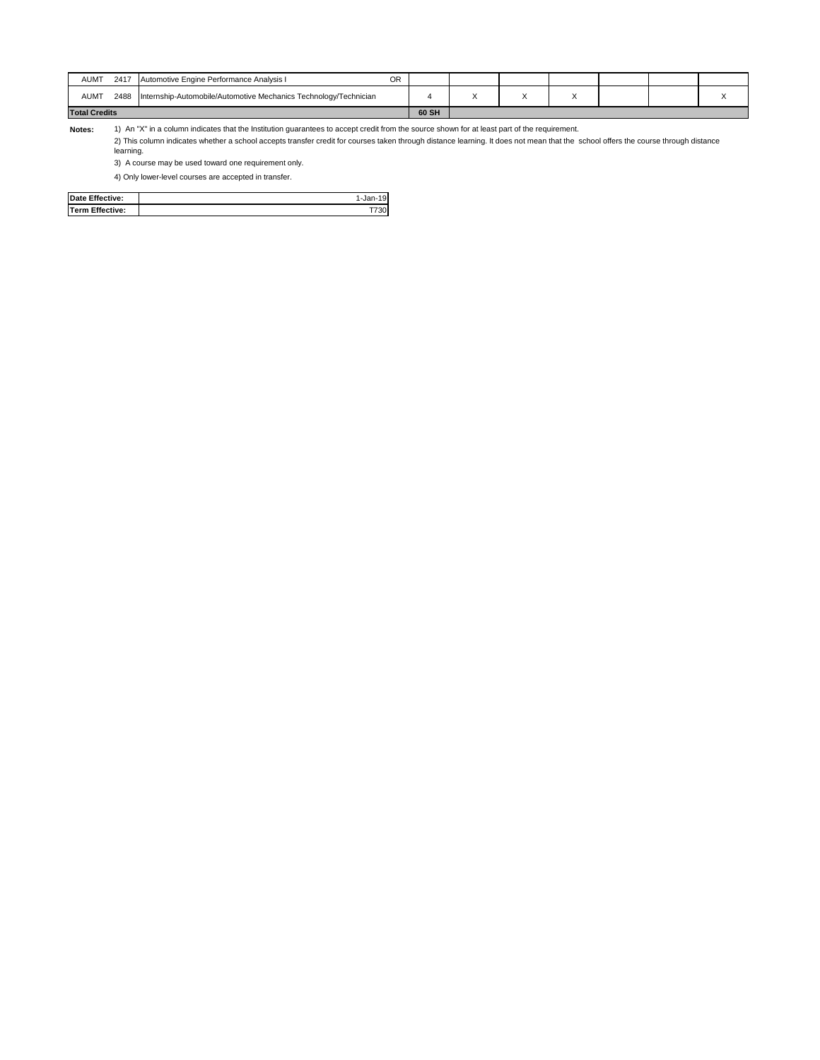| | | | | | | | | | | |
|---|---|---|---|---|---|---|---|---|---|---|
| AUMT | 2417 | Automotive Engine Performance Analysis I | OR | | | | | | | |
| AUMT | 2488 | Internship-Automobile/Automotive Mechanics Technology/Technician | | 4 | X | X | X | | | X |
| **Total Credits** | | | | **60 SH** | | | | | | |

**Notes:**

1) An "X" in a column indicates that the Institution guarantees to accept credit from the source shown for at least part of the requirement.

2) This column indicates whether a school accepts transfer credit for courses taken through distance learning. It does not mean that the school offers the course through distance learning.

3) A course may be used toward one requirement only.

4) Only lower-level courses are accepted in transfer.

| | |
|---|---|
| **Date Effective:** | 1-Jan-19 |
| **Term Effective:** | T730 |